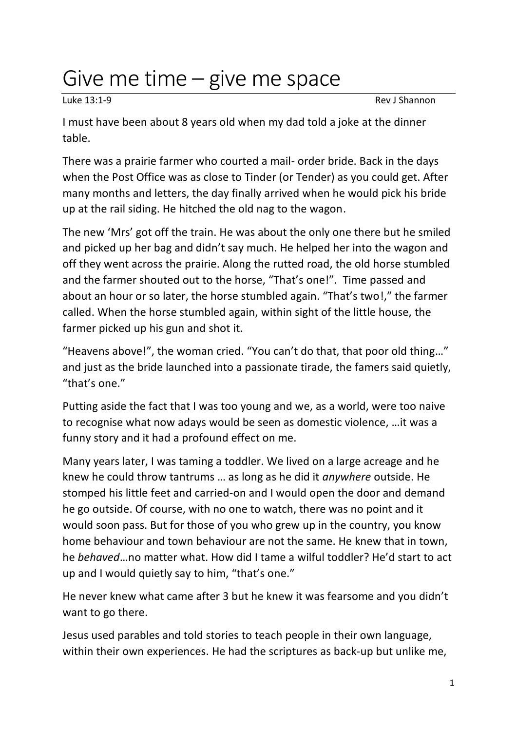# Give me time – give me space

Luke 13:1-9 Rev J Shannon

I must have been about 8 years old when my dad told a joke at the dinner table.

There was a prairie farmer who courted a mail- order bride. Back in the days when the Post Office was as close to Tinder (or Tender) as you could get. After many months and letters, the day finally arrived when he would pick his bride up at the rail siding. He hitched the old nag to the wagon.

The new 'Mrs' got off the train. He was about the only one there but he smiled and picked up her bag and didn't say much. He helped her into the wagon and off they went across the prairie. Along the rutted road, the old horse stumbled and the farmer shouted out to the horse, "That's one!". Time passed and about an hour or so later, the horse stumbled again. "That's two!," the farmer called. When the horse stumbled again, within sight of the little house, the farmer picked up his gun and shot it.

"Heavens above!", the woman cried. "You can't do that, that poor old thing…" and just as the bride launched into a passionate tirade, the famers said quietly, "that's one."

Putting aside the fact that I was too young and we, as a world, were too naive to recognise what now adays would be seen as domestic violence, …it was a funny story and it had a profound effect on me.

Many years later, I was taming a toddler. We lived on a large acreage and he knew he could throw tantrums … as long as he did it *anywhere* outside. He stomped his little feet and carried-on and I would open the door and demand he go outside. Of course, with no one to watch, there was no point and it would soon pass. But for those of you who grew up in the country, you know home behaviour and town behaviour are not the same. He knew that in town, he *behaved*…no matter what. How did I tame a wilful toddler? He'd start to act up and I would quietly say to him, "that's one."

He never knew what came after 3 but he knew it was fearsome and you didn't want to go there.

Jesus used parables and told stories to teach people in their own language, within their own experiences. He had the scriptures as back-up but unlike me,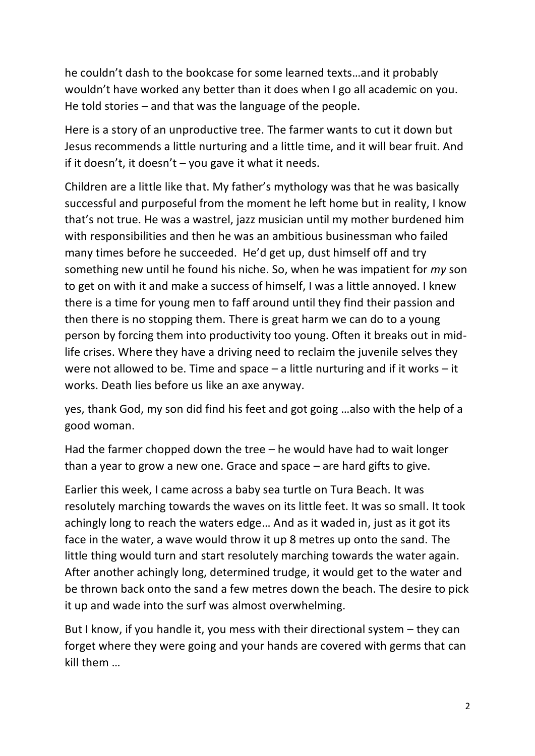he couldn't dash to the bookcase for some learned texts…and it probably wouldn't have worked any better than it does when I go all academic on you. He told stories – and that was the language of the people.

Here is a story of an unproductive tree. The farmer wants to cut it down but Jesus recommends a little nurturing and a little time, and it will bear fruit. And if it doesn't, it doesn't – you gave it what it needs.

Children are a little like that. My father's mythology was that he was basically successful and purposeful from the moment he left home but in reality, I know that's not true. He was a wastrel, jazz musician until my mother burdened him with responsibilities and then he was an ambitious businessman who failed many times before he succeeded. He'd get up, dust himself off and try something new until he found his niche. So, when he was impatient for *my* son to get on with it and make a success of himself, I was a little annoyed. I knew there is a time for young men to faff around until they find their passion and then there is no stopping them. There is great harm we can do to a young person by forcing them into productivity too young. Often it breaks out in mid-life crises. Where they have a driving need to reclaim the juvenile selves they were not allowed to be. Time and space – a little nurturing and if it works – it works. Death lies before us like an axe anyway.

yes, thank God, my son did find his feet and got going …also with the help of a good woman.

Had the farmer chopped down the tree – he would have had to wait longer than a year to grow a new one. Grace and space – are hard gifts to give.

Earlier this week, I came across a baby sea turtle on Tura Beach. It was resolutely marching towards the waves on its little feet. It was so small. It took achingly long to reach the waters edge… And as it waded in, just as it got its face in the water, a wave would throw it up 8 metres up onto the sand. The little thing would turn and start resolutely marching towards the water again. After another achingly long, determined trudge, it would get to the water and be thrown back onto the sand a few metres down the beach. The desire to pick it up and wade into the surf was almost overwhelming.

But I know, if you handle it, you mess with their directional system – they can forget where they were going and your hands are covered with germs that can kill them …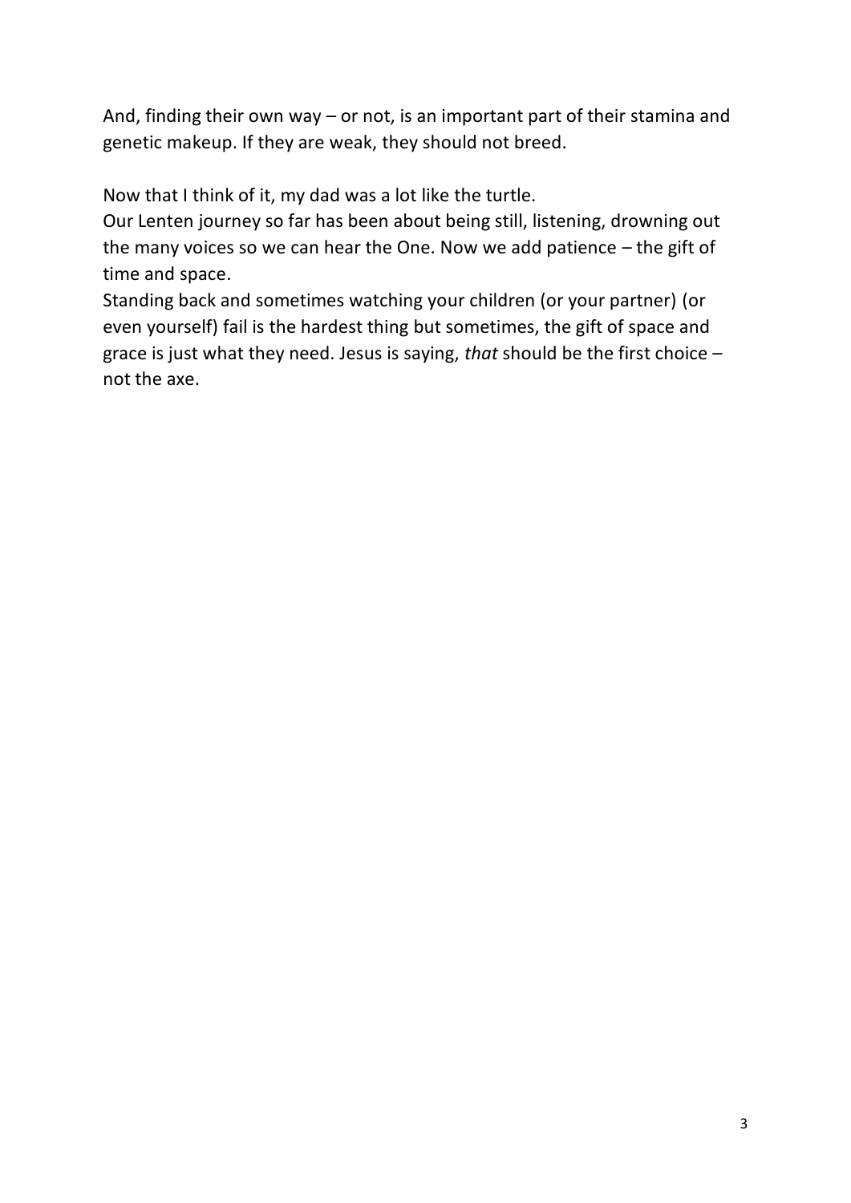And, finding their own way – or not, is an important part of their stamina and genetic makeup. If they are weak, they should not breed.

Now that I think of it, my dad was a lot like the turtle.
Our Lenten journey so far has been about being still, listening, drowning out the many voices so we can hear the One. Now we add patience – the gift of time and space.
Standing back and sometimes watching your children (or your partner) (or even yourself) fail is the hardest thing but sometimes, the gift of space and grace is just what they need. Jesus is saying, *that* should be the first choice – not the axe.